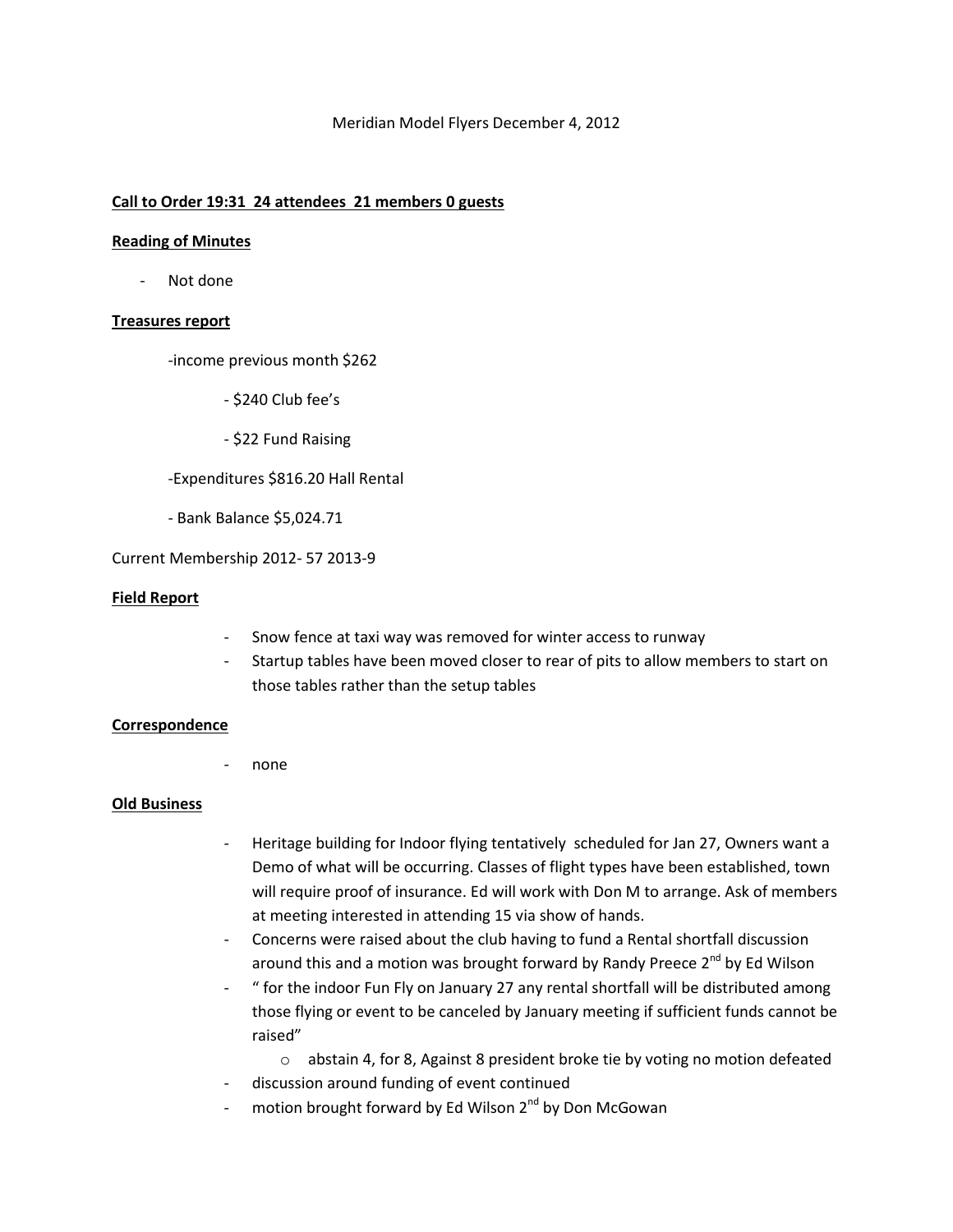Meridian Model Flyers December 4, 2012

**Call to Order 19:31 24 attendees 21 members 0 guests**

**Reading of Minutes**

- Not done

**Treasures report**

-income previous month $262

- $240 Club fee's
- $22 Fund Raising

-Expenditures $816.20 Hall Rental

- Bank Balance $5,024.71

Current Membership 2012- 57 2013-9

**Field Report**

- Snow fence at taxi way was removed for winter access to runway
- Startup tables have been moved closer to rear of pits to allow members to start on those tables rather than the setup tables

**Correspondence**

- none

**Old Business**

- Heritage building for Indoor flying tentatively scheduled for Jan 27, Owners want a Demo of what will be occurring. Classes of flight types have been established, town will require proof of insurance. Ed will work with Don M to arrange. Ask of members at meeting interested in attending 15 via show of hands.
- Concerns were raised about the club having to fund a Rental shortfall discussion around this and a motion was brought forward by Randy Preece 2nd by Ed Wilson
- " for the indoor Fun Fly on January 27 any rental shortfall will be distributed among those flying or event to be canceled by January meeting if sufficient funds cannot be raised"
    - abstain 4, for 8, Against 8 president broke tie by voting no motion defeated
- discussion around funding of event continued
- motion brought forward by Ed Wilson 2nd by Don McGowan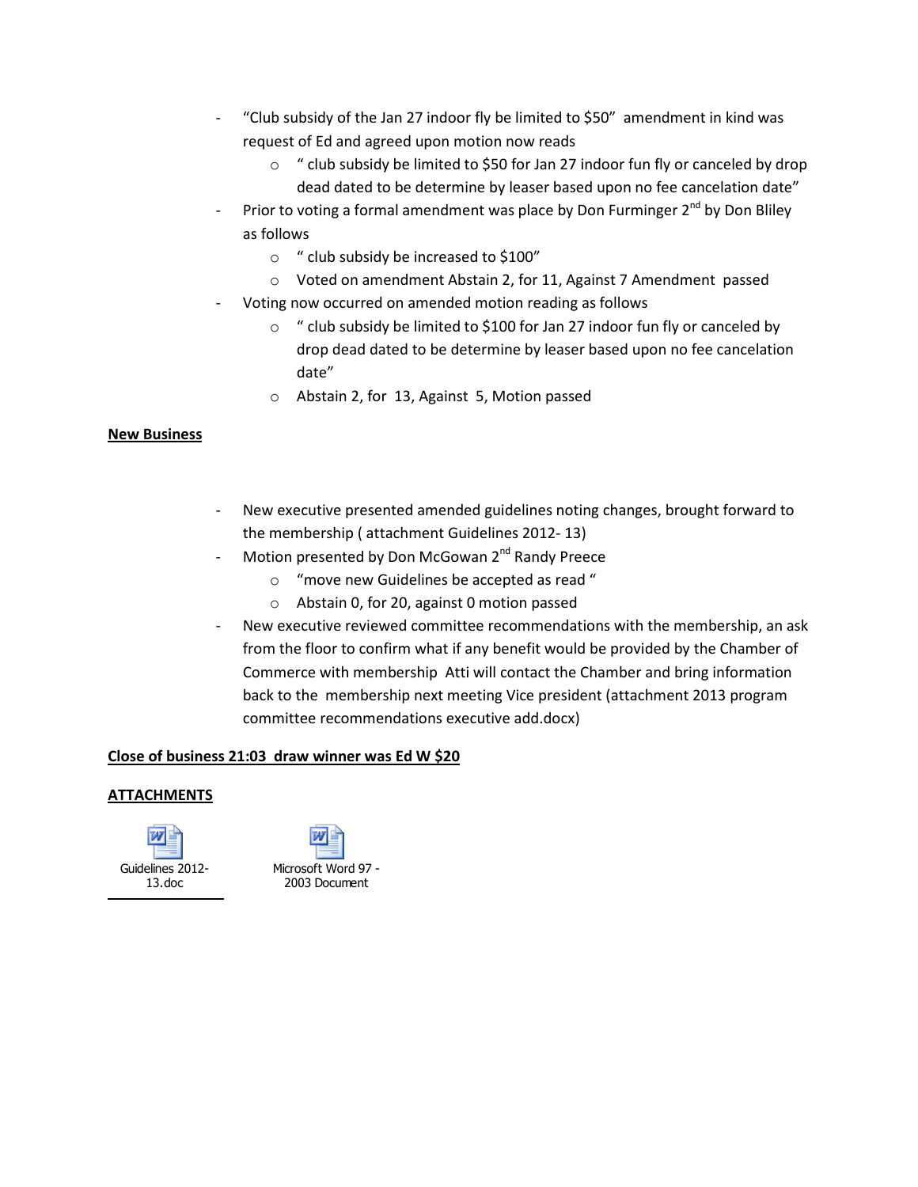- "Club subsidy of the Jan 27 indoor fly be limited to $50" amendment in kind was request of Ed and agreed upon motion now reads
    - " club subsidy be limited to $50 for Jan 27 indoor fun fly or canceled by drop dead dated to be determine by leaser based upon no fee cancelation date"
- Prior to voting a formal amendment was place by Don Furminger 2nd by Don Bliley as follows
    - " club subsidy be increased to $100"
    - Voted on amendment Abstain 2, for 11, Against 7 Amendment passed
- Voting now occurred on amended motion reading as follows
    - " club subsidy be limited to $100 for Jan 27 indoor fun fly or canceled by drop dead dated to be determine by leaser based upon no fee cancelation date"
    - Abstain 2, for 13, Against 5, Motion passed

**<u>New Business</u>**

- New executive presented amended guidelines noting changes, brought forward to the membership ( attachment Guidelines 2012- 13)
- Motion presented by Don McGowan 2nd Randy Preece
    - "move new Guidelines be accepted as read "
    - Abstain 0, for 20, against 0 motion passed
- New executive reviewed committee recommendations with the membership, an ask from the floor to confirm what if any benefit would be provided by the Chamber of Commerce with membership Atti will contact the Chamber and bring information back to the membership next meeting Vice president (attachment 2013 program committee recommendations executive add.docx)

**<u>Close of business 21:03 draw winner was Ed W $20</u>**

**<u>ATTACHMENTS</u>**

Guidelines 2012-13.doc

Microsoft Word 97 - 2003 Document